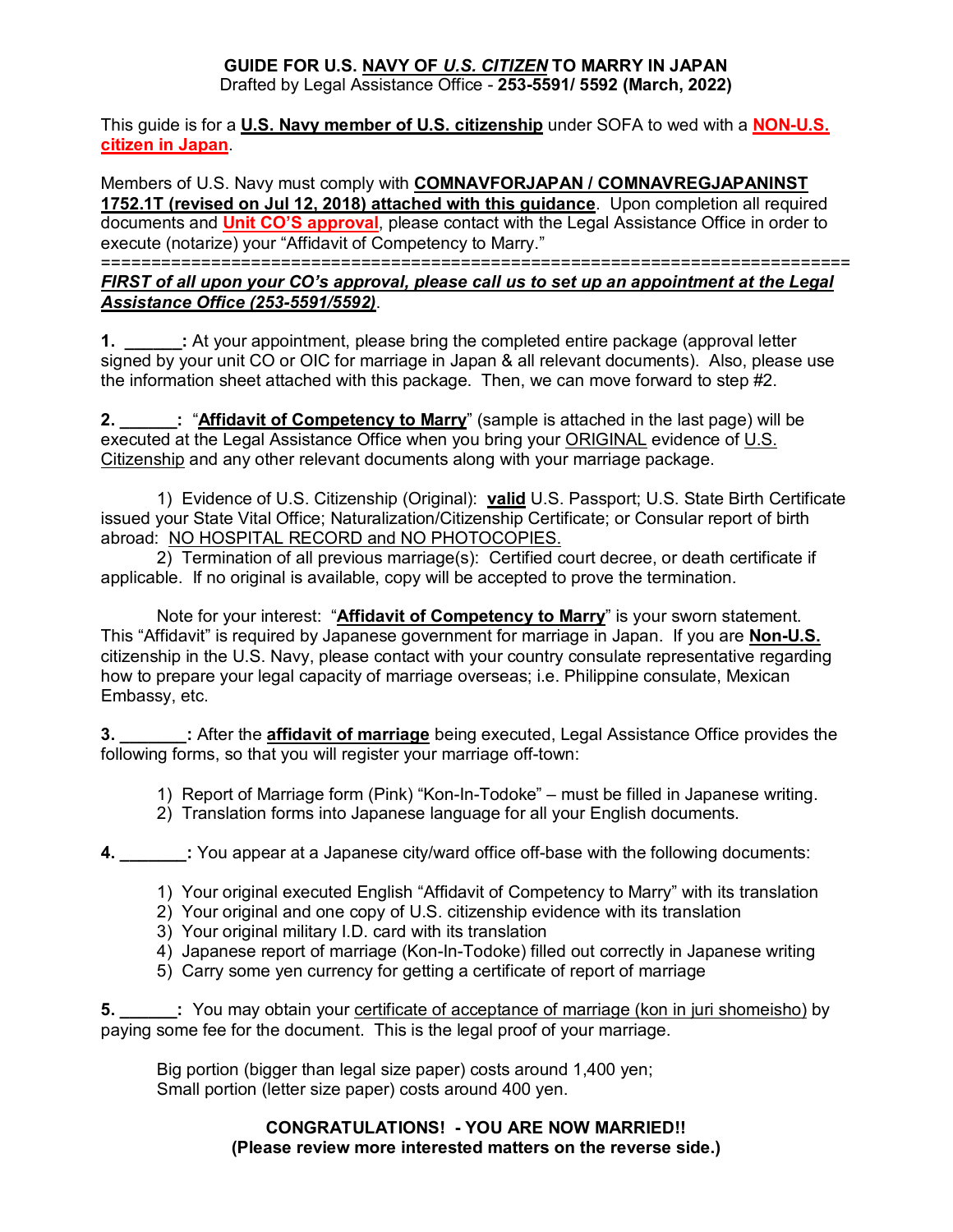**GUIDE FOR U.S. NAVY OF *U.S. CITIZEN* TO MARRY IN JAPAN**
Drafted by Legal Assistance Office - **253-5591/ 5592 (March, 2022)**

This guide is for a **U.S. Navy member of U.S. citizenship** under SOFA to wed with a **NON-U.S. citizen in Japan**.

Members of U.S. Navy must comply with **COMNAVFORJAPAN / COMNAVREGJAPANINST 1752.1T (revised on Jul 12, 2018) attached with this guidance**. Upon completion all required documents and **Unit CO'S approval**, please contact with the Legal Assistance Office in order to execute (notarize) your "Affidavit of Competency to Marry."

===========================================================================

***FIRST of all upon your CO's approval, please call us to set up an appointment at the Legal Assistance Office (253-5591/5592)***.

**1. ______:** At your appointment, please bring the completed entire package (approval letter signed by your unit CO or OIC for marriage in Japan & all relevant documents). Also, please use the information sheet attached with this package. Then, we can move forward to step #2.

**2. ______:** "**Affidavit of Competency to Marry**" (sample is attached in the last page) will be executed at the Legal Assistance Office when you bring your ORIGINAL evidence of U.S. Citizenship and any other relevant documents along with your marriage package.

1) Evidence of U.S. Citizenship (Original): **valid** U.S. Passport; U.S. State Birth Certificate issued your State Vital Office; Naturalization/Citizenship Certificate; or Consular report of birth abroad: NO HOSPITAL RECORD and NO PHOTOCOPIES.

2) Termination of all previous marriage(s): Certified court decree, or death certificate if applicable. If no original is available, copy will be accepted to prove the termination.

Note for your interest: "**Affidavit of Competency to Marry**" is your sworn statement. This "Affidavit" is required by Japanese government for marriage in Japan. If you are **Non-U.S.** citizenship in the U.S. Navy, please contact with your country consulate representative regarding how to prepare your legal capacity of marriage overseas; i.e. Philippine consulate, Mexican Embassy, etc.

**3. _______:** After the **affidavit of marriage** being executed, Legal Assistance Office provides the following forms, so that you will register your marriage off-town:

1) Report of Marriage form (Pink) "Kon-In-Todoke" – must be filled in Japanese writing.
2) Translation forms into Japanese language for all your English documents.

**4. _______:** You appear at a Japanese city/ward office off-base with the following documents:

1) Your original executed English "Affidavit of Competency to Marry" with its translation
2) Your original and one copy of U.S. citizenship evidence with its translation
3) Your original military I.D. card with its translation
4) Japanese report of marriage (Kon-In-Todoke) filled out correctly in Japanese writing
5) Carry some yen currency for getting a certificate of report of marriage

**5. ______:** You may obtain your certificate of acceptance of marriage (kon in juri shomeisho) by paying some fee for the document. This is the legal proof of your marriage.

Big portion (bigger than legal size paper) costs around 1,400 yen;
Small portion (letter size paper) costs around 400 yen.

**CONGRATULATIONS! - YOU ARE NOW MARRIED!!**
**(Please review more interested matters on the reverse side.)**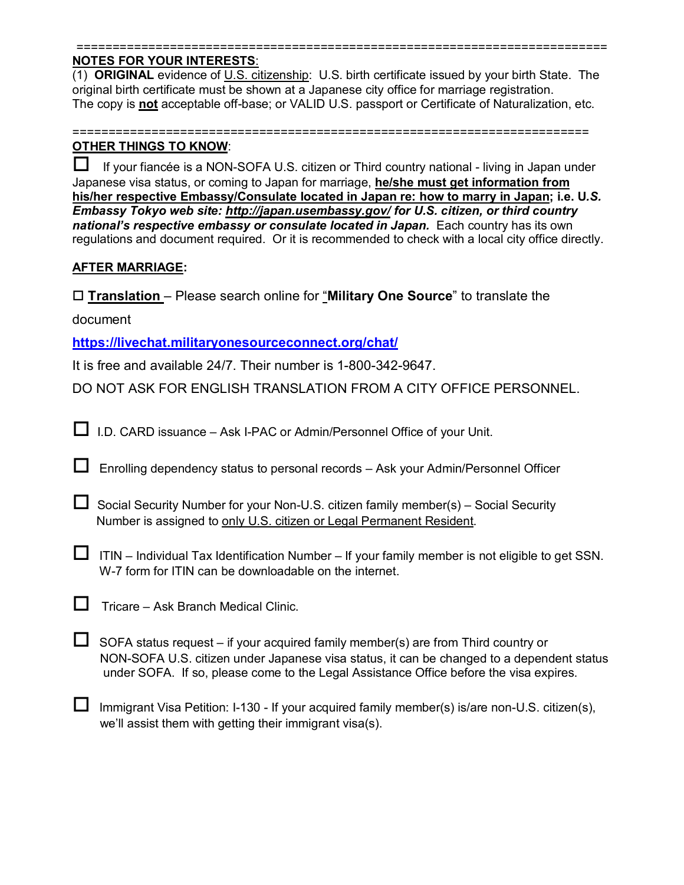===========================================================================

**NOTES FOR YOUR INTERESTS**:

(1) **ORIGINAL** evidence of U.S. citizenship: U.S. birth certificate issued by your birth State. The original birth certificate must be shown at a Japanese city office for marriage registration. The copy is **not** acceptable off-base; or VALID U.S. passport or Certificate of Naturalization, etc.

========================================================================

**OTHER THINGS TO KNOW**:

☐ If your fiancée is a NON-SOFA U.S. citizen or Third country national - living in Japan under Japanese visa status, or coming to Japan for marriage, **he/she must get information from his/her respective Embassy/Consulate located in Japan re: how to marry in Japan; i.e.** ***U.S. Embassy Tokyo web site: http://japan.usembassy.gov/ for U.S. citizen, or third country national's respective embassy or consulate located in Japan.*** Each country has its own regulations and document required. Or it is recommended to check with a local city office directly.

**AFTER MARRIAGE:**

☐ **Translation** – Please search online for "**Military One Source**" to translate the document

https://livechat.militaryonesourceconnect.org/chat/

It is free and available 24/7. Their number is 1-800-342-9647.

DO NOT ASK FOR ENGLISH TRANSLATION FROM A CITY OFFICE PERSONNEL.

☐ I.D. CARD issuance – Ask I-PAC or Admin/Personnel Office of your Unit.

☐ Enrolling dependency status to personal records – Ask your Admin/Personnel Officer

☐ Social Security Number for your Non-U.S. citizen family member(s) – Social Security Number is assigned to only U.S. citizen or Legal Permanent Resident.

☐ ITIN – Individual Tax Identification Number – If your family member is not eligible to get SSN. W-7 form for ITIN can be downloadable on the internet.

☐ Tricare – Ask Branch Medical Clinic.

☐ SOFA status request – if your acquired family member(s) are from Third country or NON-SOFA U.S. citizen under Japanese visa status, it can be changed to a dependent status under SOFA. If so, please come to the Legal Assistance Office before the visa expires.

☐ Immigrant Visa Petition: I-130 - If your acquired family member(s) is/are non-U.S. citizen(s), we'll assist them with getting their immigrant visa(s).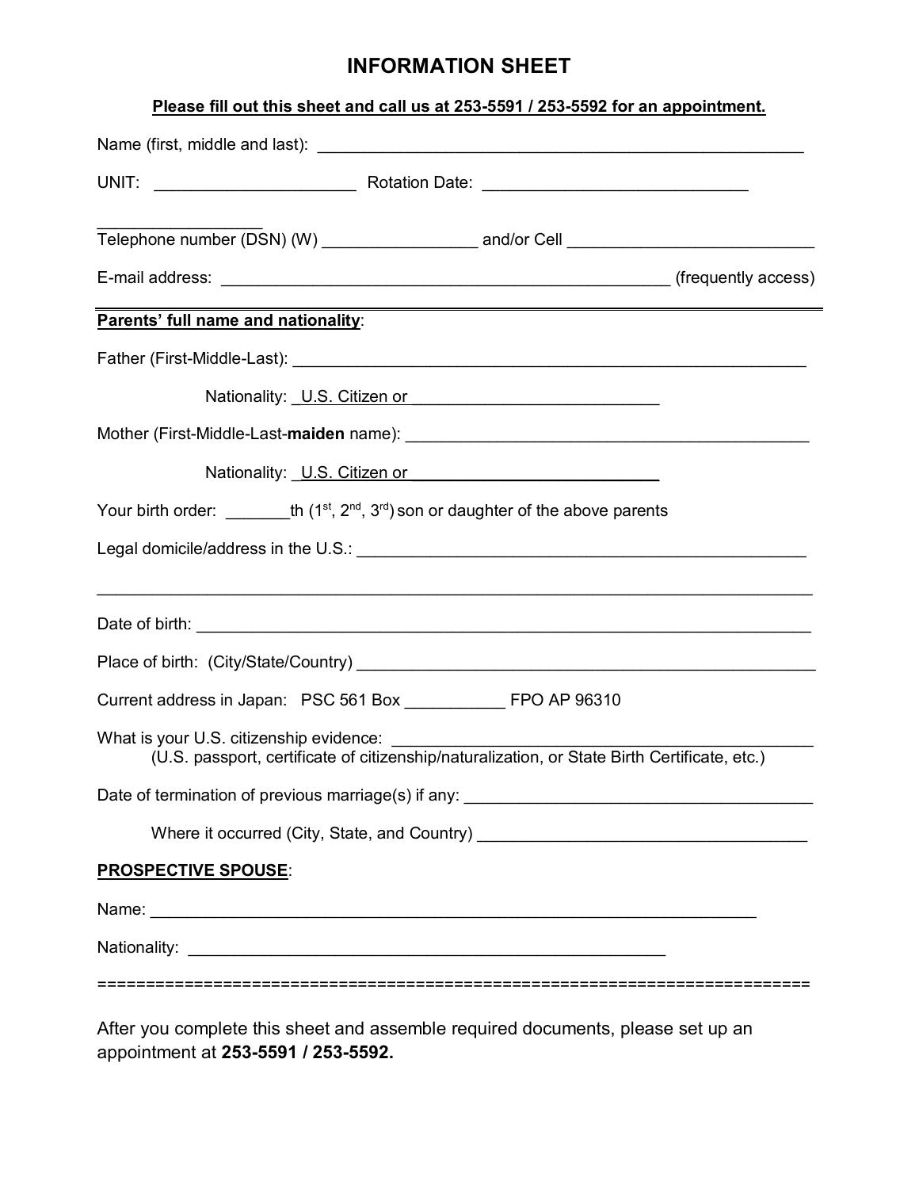# INFORMATION SHEET

**Please fill out this sheet and call us at 253-5591 / 253-5592 for an appointment.**

Name (first, middle and last): ______________________________________________________

UNIT: ______________________ Rotation Date: ____________________________

__________________

Telephone number (DSN) (W) ________________ and/or Cell ___________________________

E-mail address: ________________________________________________ (frequently access)

---

**Parents' full name and nationality**:

Father (First-Middle-Last): _______________________________________________________

Nationality: _U.S. Citizen or ___________________________

Mother (First-Middle-Last-**maiden** name): ___________________________________________

Nationality: _U.S. Citizen or ___________________________

Your birth order: _______th (1st, 2nd, 3rd) son or daughter of the above parents

Legal domicile/address in the U.S.: ________________________________________________

__________________________________________________________________________

Date of birth: __________________________________________________________________

Place of birth: (City/State/Country) _______________________________________________

Current address in Japan: PSC 561 Box ___________ FPO AP 96310

What is your U.S. citizenship evidence: _____________________________________________
(U.S. passport, certificate of citizenship/naturalization, or State Birth Certificate, etc.)

Date of termination of previous marriage(s) if any: ______________________________________

Where it occurred (City, State, and Country) ____________________________________

**PROSPECTIVE SPOUSE**:

Name: __________________________________________________________________

Nationality: ____________________________________________________

==========================================================================

After you complete this sheet and assemble required documents, please set up an appointment at **253-5591 / 253-5592.**